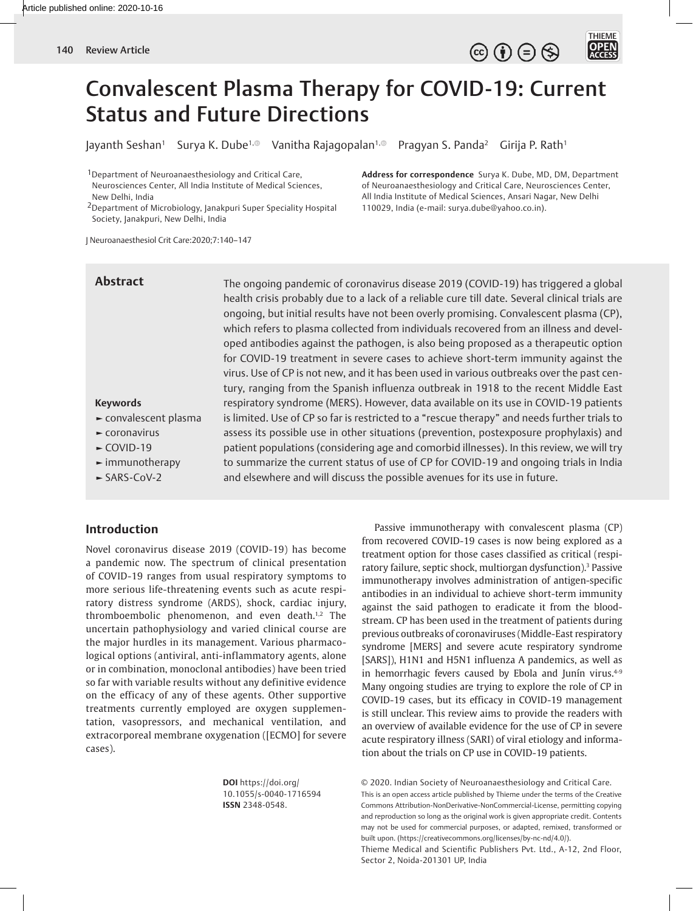# Convalescent Plasma Therapy for COVID-19: Current Status and Future Directions

Jayanth Seshan[1] Surya K. Dube[1] Vanitha Rajagopalan[1] Pragyan S. Panda[2] Girija P. Rath[1]

[1]Department of Neuroanaesthesiology and Critical Care, Neurosciences Center, All India Institute of Medical Sciences, New Delhi, India

[2]Department of Microbiology, Janakpuri Super Speciality Hospital Society, Janakpuri, New Delhi, India

**Address for correspondence** Surya K. Dube, MD, DM, Department of Neuroanaesthesiology and Critical Care, Neurosciences Center, All India Institute of Medical Sciences, Ansari Nagar, New Delhi 110029, India (e-mail: surya.dube@yahoo.co.in).

J Neuroanaesthesiol Crit Care:2020;7:140–147

## Abstract

The ongoing pandemic of coronavirus disease 2019 (COVID-19) has triggered a global health crisis probably due to a lack of a reliable cure till date. Several clinical trials are ongoing, but initial results have not been overly promising. Convalescent plasma (CP), which refers to plasma collected from individuals recovered from an illness and developed antibodies against the pathogen, is also being proposed as a therapeutic option for COVID-19 treatment in severe cases to achieve short-term immunity against the virus. Use of CP is not new, and it has been used in various outbreaks over the past century, ranging from the Spanish influenza outbreak in 1918 to the recent Middle East respiratory syndrome (MERS). However, data available on its use in COVID-19 patients is limited. Use of CP so far is restricted to a "rescue therapy" and needs further trials to assess its possible use in other situations (prevention, postexposure prophylaxis) and patient populations (considering age and comorbid illnesses). In this review, we will try to summarize the current status of use of CP for COVID-19 and ongoing trials in India and elsewhere and will discuss the possible avenues for its use in future.

**Keywords**

- ► convalescent plasma
- ► coronavirus
- ► COVID-19
- ► immunotherapy
- ► SARS-CoV-2

## Introduction

Novel coronavirus disease 2019 (COVID-19) has become a pandemic now. The spectrum of clinical presentation of COVID-19 ranges from usual respiratory symptoms to more serious life-threatening events such as acute respiratory distress syndrome (ARDS), shock, cardiac injury, thromboembolic phenomenon, and even death.[1,2] The uncertain pathophysiology and varied clinical course are the major hurdles in its management. Various pharmacological options (antiviral, anti-inflammatory agents, alone or in combination, monoclonal antibodies) have been tried so far with variable results without any definitive evidence on the efficacy of any of these agents. Other supportive treatments currently employed are oxygen supplementation, vasopressors, and mechanical ventilation, and extracorporeal membrane oxygenation ([ECMO] for severe cases).

Passive immunotherapy with convalescent plasma (CP) from recovered COVID-19 cases is now being explored as a treatment option for those cases classified as critical (respiratory failure, septic shock, multiorgan dysfunction).[3] Passive immunotherapy involves administration of antigen-specific antibodies in an individual to achieve short-term immunity against the said pathogen to eradicate it from the bloodstream. CP has been used in the treatment of patients during previous outbreaks of coronaviruses (Middle-East respiratory syndrome [MERS] and severe acute respiratory syndrome [SARS]), H1N1 and H5N1 influenza A pandemics, as well as in hemorrhagic fevers caused by Ebola and Junín virus.[4-9] Many ongoing studies are trying to explore the role of CP in COVID-19 cases, but its efficacy in COVID-19 management is still unclear. This review aims to provide the readers with an overview of available evidence for the use of CP in severe acute respiratory illness (SARI) of viral etiology and information about the trials on CP use in COVID-19 patients.

**DOI** https://doi.org/10.1055/s-0040-1716594
**ISSN** 2348-0548.

© 2020. Indian Society of Neuroanaesthesiology and Critical Care.
This is an open access article published by Thieme under the terms of the Creative Commons Attribution-NonDerivative-NonCommercial-License, permitting copying and reproduction so long as the original work is given appropriate credit. Contents may not be used for commercial purposes, or adapted, remixed, transformed or built upon. (https://creativecommons.org/licenses/by-nc-nd/4.0/).
Thieme Medical and Scientific Publishers Pvt. Ltd., A-12, 2nd Floor, Sector 2, Noida-201301 UP, India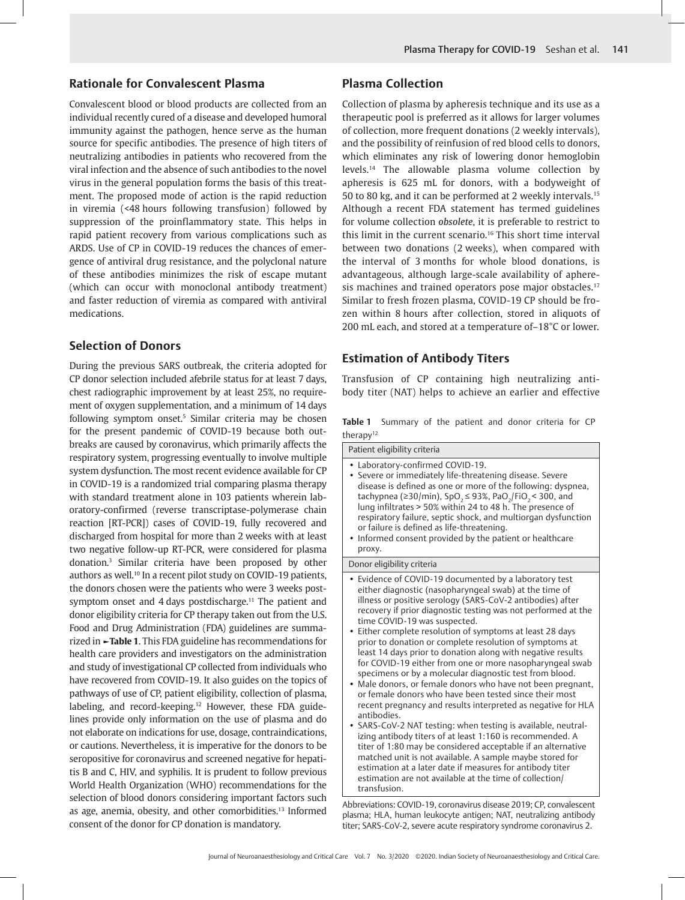## Rationale for Convalescent Plasma

Convalescent blood or blood products are collected from an individual recently cured of a disease and developed humoral immunity against the pathogen, hence serve as the human source for specific antibodies. The presence of high titers of neutralizing antibodies in patients who recovered from the viral infection and the absence of such antibodies to the novel virus in the general population forms the basis of this treatment. The proposed mode of action is the rapid reduction in viremia (<48 hours following transfusion) followed by suppression of the proinflammatory state. This helps in rapid patient recovery from various complications such as ARDS. Use of CP in COVID-19 reduces the chances of emergence of antiviral drug resistance, and the polyclonal nature of these antibodies minimizes the risk of escape mutant (which can occur with monoclonal antibody treatment) and faster reduction of viremia as compared with antiviral medications.

## Selection of Donors

During the previous SARS outbreak, the criteria adopted for CP donor selection included afebrile status for at least 7 days, chest radiographic improvement by at least 25%, no requirement of oxygen supplementation, and a minimum of 14 days following symptom onset.[5] Similar criteria may be chosen for the present pandemic of COVID-19 because both outbreaks are caused by coronavirus, which primarily affects the respiratory system, progressing eventually to involve multiple system dysfunction. The most recent evidence available for CP in COVID-19 is a randomized trial comparing plasma therapy with standard treatment alone in 103 patients wherein laboratory-confirmed (reverse transcriptase-polymerase chain reaction [RT-PCR]) cases of COVID-19, fully recovered and discharged from hospital for more than 2 weeks with at least two negative follow-up RT-PCR, were considered for plasma donation.[3] Similar criteria have been proposed by other authors as well.[10] In a recent pilot study on COVID-19 patients, the donors chosen were the patients who were 3 weeks post-symptom onset and 4 days postdischarge.[11] The patient and donor eligibility criteria for CP therapy taken out from the U.S. Food and Drug Administration (FDA) guidelines are summarized in **►Table 1**. This FDA guideline has recommendations for health care providers and investigators on the administration and study of investigational CP collected from individuals who have recovered from COVID-19. It also guides on the topics of pathways of use of CP, patient eligibility, collection of plasma, labeling, and record-keeping.[12] However, these FDA guidelines provide only information on the use of plasma and do not elaborate on indications for use, dosage, contraindications, or cautions. Nevertheless, it is imperative for the donors to be seropositive for coronavirus and screened negative for hepatitis B and C, HIV, and syphilis. It is prudent to follow previous World Health Organization (WHO) recommendations for the selection of blood donors considering important factors such as age, anemia, obesity, and other comorbidities.[13] Informed consent of the donor for CP donation is mandatory.

## Plasma Collection

Collection of plasma by apheresis technique and its use as a therapeutic pool is preferred as it allows for larger volumes of collection, more frequent donations (2 weekly intervals), and the possibility of reinfusion of red blood cells to donors, which eliminates any risk of lowering donor hemoglobin levels.[14] The allowable plasma volume collection by apheresis is 625 mL for donors, with a bodyweight of 50 to 80 kg, and it can be performed at 2 weekly intervals.[15] Although a recent FDA statement has termed guidelines for volume collection *obsolete*, it is preferable to restrict to this limit in the current scenario.[16] This short time interval between two donations (2 weeks), when compared with the interval of 3 months for whole blood donations, is advantageous, although large-scale availability of apheresis machines and trained operators pose major obstacles.[17] Similar to fresh frozen plasma, COVID-19 CP should be frozen within 8 hours after collection, stored in aliquots of 200 mL each, and stored at a temperature of–18°C or lower.

## Estimation of Antibody Titers

Transfusion of CP containing high neutralizing antibody titer (NAT) helps to achieve an earlier and effective

**Table 1** Summary of the patient and donor criteria for CP therapy[12]

| Patient eligibility criteria |
|---|
| • Laboratory-confirmed COVID-19.<br>• Severe or immediately life-threatening disease. Severe disease is defined as one or more of the following: dyspnea, tachypnea (≥30/min), $SpO_2 \leq 93\%$, $PaO_2/FiO_2 < 300$, and lung infiltrates > 50% within 24 to 48 h. The presence of respiratory failure, septic shock, and multiorgan dysfunction or failure is defined as life-threatening.<br>• Informed consent provided by the patient or healthcare proxy. |
| **Donor eligibility criteria** |
| • Evidence of COVID-19 documented by a laboratory test either diagnostic (nasopharyngeal swab) at the time of illness or positive serology (SARS-CoV-2 antibodies) after recovery if prior diagnostic testing was not performed at the time COVID-19 was suspected.<br>• Either complete resolution of symptoms at least 28 days prior to donation or complete resolution of symptoms at least 14 days prior to donation along with negative results for COVID-19 either from one or more nasopharyngeal swab specimens or by a molecular diagnostic test from blood.<br>• Male donors, or female donors who have not been pregnant, or female donors who have been tested since their most recent pregnancy and results interpreted as negative for HLA antibodies.<br>• SARS-CoV-2 NAT testing: when testing is available, neutralizing antibody titers of at least 1:160 is recommended. A titer of 1:80 may be considered acceptable if an alternative matched unit is not available. A sample maybe stored for estimation at a later date if measures for antibody titer estimation are not available at the time of collection/transfusion. |

Abbreviations: COVID-19, coronavirus disease 2019; CP, convalescent plasma; HLA, human leukocyte antigen; NAT, neutralizing antibody titer; SARS-CoV-2, severe acute respiratory syndrome coronavirus 2.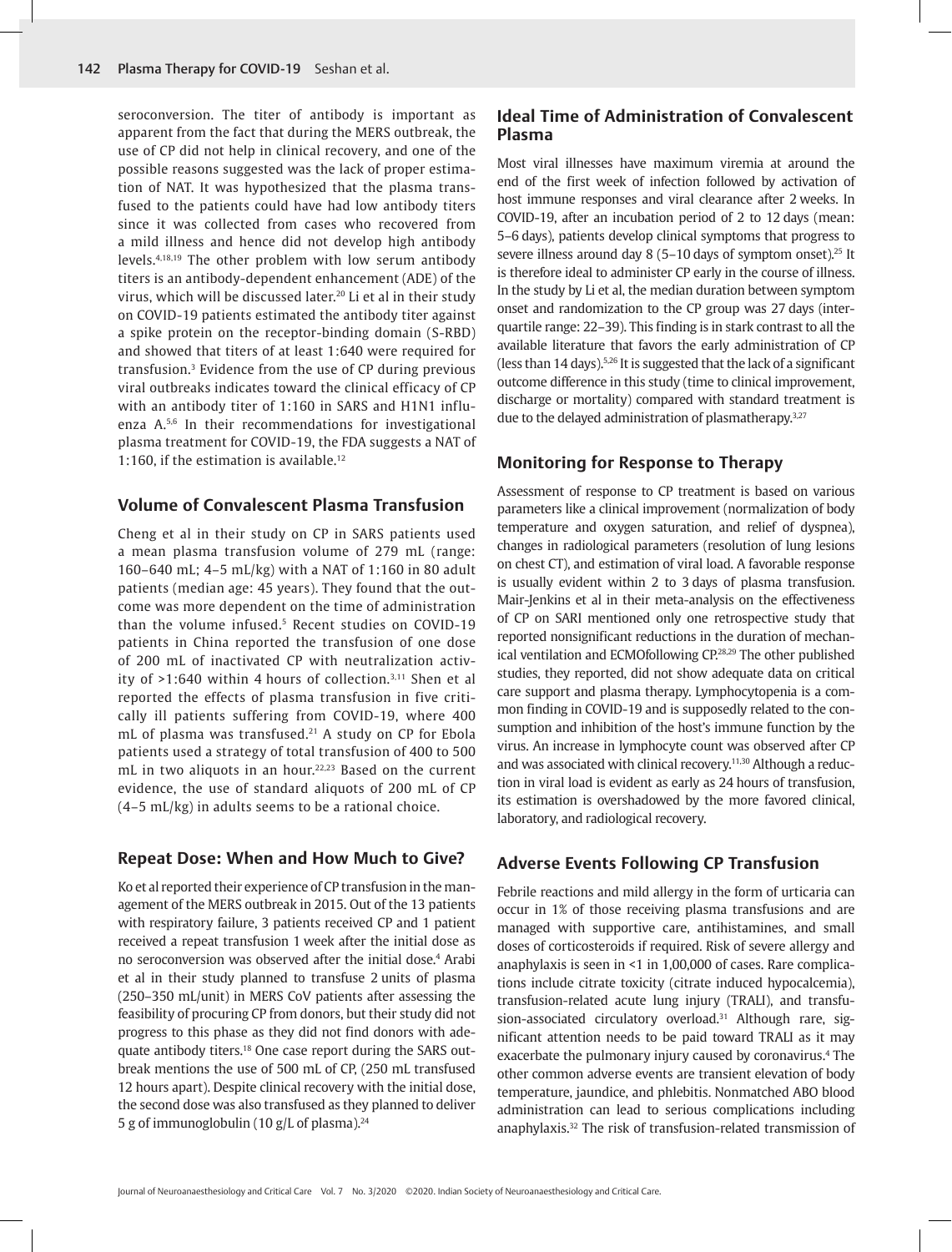seroconversion. The titer of antibody is important as apparent from the fact that during the MERS outbreak, the use of CP did not help in clinical recovery, and one of the possible reasons suggested was the lack of proper estimation of NAT. It was hypothesized that the plasma transfused to the patients could have had low antibody titers since it was collected from cases who recovered from a mild illness and hence did not develop high antibody levels.[4,18,19] The other problem with low serum antibody titers is an antibody-dependent enhancement (ADE) of the virus, which will be discussed later.[20] Li et al in their study on COVID-19 patients estimated the antibody titer against a spike protein on the receptor-binding domain (S-RBD) and showed that titers of at least 1:640 were required for transfusion.[3] Evidence from the use of CP during previous viral outbreaks indicates toward the clinical efficacy of CP with an antibody titer of 1:160 in SARS and H1N1 influenza A.[5,6] In their recommendations for investigational plasma treatment for COVID-19, the FDA suggests a NAT of 1:160, if the estimation is available.[12]

## Volume of Convalescent Plasma Transfusion

Cheng et al in their study on CP in SARS patients used a mean plasma transfusion volume of 279 mL (range: 160–640 mL; 4–5 mL/kg) with a NAT of 1:160 in 80 adult patients (median age: 45 years). They found that the outcome was more dependent on the time of administration than the volume infused.[5] Recent studies on COVID-19 patients in China reported the transfusion of one dose of 200 mL of inactivated CP with neutralization activity of >1:640 within 4 hours of collection.[3,11] Shen et al reported the effects of plasma transfusion in five critically ill patients suffering from COVID-19, where 400 mL of plasma was transfused.[21] A study on CP for Ebola patients used a strategy of total transfusion of 400 to 500 mL in two aliquots in an hour.[22,23] Based on the current evidence, the use of standard aliquots of 200 mL of CP (4–5 mL/kg) in adults seems to be a rational choice.

## Repeat Dose: When and How Much to Give?

Ko et al reported their experience of CP transfusion in the management of the MERS outbreak in 2015. Out of the 13 patients with respiratory failure, 3 patients received CP and 1 patient received a repeat transfusion 1 week after the initial dose as no seroconversion was observed after the initial dose.[4] Arabi et al in their study planned to transfuse 2 units of plasma (250–350 mL/unit) in MERS CoV patients after assessing the feasibility of procuring CP from donors, but their study did not progress to this phase as they did not find donors with adequate antibody titers.[18] One case report during the SARS outbreak mentions the use of 500 mL of CP, (250 mL transfused 12 hours apart). Despite clinical recovery with the initial dose, the second dose was also transfused as they planned to deliver 5 g of immunoglobulin (10 g/L of plasma).[24]

## Ideal Time of Administration of Convalescent Plasma

Most viral illnesses have maximum viremia at around the end of the first week of infection followed by activation of host immune responses and viral clearance after 2 weeks. In COVID-19, after an incubation period of 2 to 12 days (mean: 5–6 days), patients develop clinical symptoms that progress to severe illness around day 8 (5–10 days of symptom onset).[25] It is therefore ideal to administer CP early in the course of illness. In the study by Li et al, the median duration between symptom onset and randomization to the CP group was 27 days (interquartile range: 22–39). This finding is in stark contrast to all the available literature that favors the early administration of CP (less than 14 days).[5,26] It is suggested that the lack of a significant outcome difference in this study (time to clinical improvement, discharge or mortality) compared with standard treatment is due to the delayed administration of plasmatherapy.[3,27]

## Monitoring for Response to Therapy

Assessment of response to CP treatment is based on various parameters like a clinical improvement (normalization of body temperature and oxygen saturation, and relief of dyspnea), changes in radiological parameters (resolution of lung lesions on chest CT), and estimation of viral load. A favorable response is usually evident within 2 to 3 days of plasma transfusion. Mair-Jenkins et al in their meta-analysis on the effectiveness of CP on SARI mentioned only one retrospective study that reported nonsignificant reductions in the duration of mechanical ventilation and ECMOfollowing CP.[28,29] The other published studies, they reported, did not show adequate data on critical care support and plasma therapy. Lymphocytopenia is a common finding in COVID-19 and is supposedly related to the consumption and inhibition of the host's immune function by the virus. An increase in lymphocyte count was observed after CP and was associated with clinical recovery.[11,30] Although a reduction in viral load is evident as early as 24 hours of transfusion, its estimation is overshadowed by the more favored clinical, laboratory, and radiological recovery.

## Adverse Events Following CP Transfusion

Febrile reactions and mild allergy in the form of urticaria can occur in 1% of those receiving plasma transfusions and are managed with supportive care, antihistamines, and small doses of corticosteroids if required. Risk of severe allergy and anaphylaxis is seen in <1 in 1,00,000 of cases. Rare complications include citrate toxicity (citrate induced hypocalcemia), transfusion-related acute lung injury (TRALI), and transfusion-associated circulatory overload.[31] Although rare, significant attention needs to be paid toward TRALI as it may exacerbate the pulmonary injury caused by coronavirus.[4] The other common adverse events are transient elevation of body temperature, jaundice, and phlebitis. Nonmatched ABO blood administration can lead to serious complications including anaphylaxis.[32] The risk of transfusion-related transmission of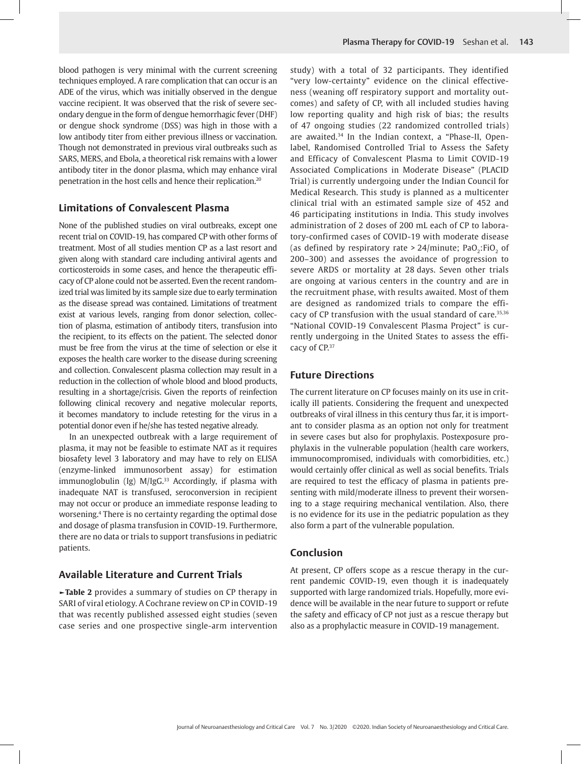blood pathogen is very minimal with the current screening techniques employed. A rare complication that can occur is an ADE of the virus, which was initially observed in the dengue vaccine recipient. It was observed that the risk of severe secondary dengue in the form of dengue hemorrhagic fever (DHF) or dengue shock syndrome (DSS) was high in those with a low antibody titer from either previous illness or vaccination. Though not demonstrated in previous viral outbreaks such as SARS, MERS, and Ebola, a theoretical risk remains with a lower antibody titer in the donor plasma, which may enhance viral penetration in the host cells and hence their replication.[20]

## Limitations of Convalescent Plasma

None of the published studies on viral outbreaks, except one recent trial on COVID-19, has compared CP with other forms of treatment. Most of all studies mention CP as a last resort and given along with standard care including antiviral agents and corticosteroids in some cases, and hence the therapeutic efficacy of CP alone could not be asserted. Even the recent randomized trial was limited by its sample size due to early termination as the disease spread was contained. Limitations of treatment exist at various levels, ranging from donor selection, collection of plasma, estimation of antibody titers, transfusion into the recipient, to its effects on the patient. The selected donor must be free from the virus at the time of selection or else it exposes the health care worker to the disease during screening and collection. Convalescent plasma collection may result in a reduction in the collection of whole blood and blood products, resulting in a shortage/crisis. Given the reports of reinfection following clinical recovery and negative molecular reports, it becomes mandatory to include retesting for the virus in a potential donor even if he/she has tested negative already.

In an unexpected outbreak with a large requirement of plasma, it may not be feasible to estimate NAT as it requires biosafety level 3 laboratory and may have to rely on ELISA (enzyme-linked immunosorbent assay) for estimation immunoglobulin (Ig) M/IgG.[33] Accordingly, if plasma with inadequate NAT is transfused, seroconversion in recipient may not occur or produce an immediate response leading to worsening.[4] There is no certainty regarding the optimal dose and dosage of plasma transfusion in COVID-19. Furthermore, there are no data or trials to support transfusions in pediatric patients.

## Available Literature and Current Trials

►**Table 2** provides a summary of studies on CP therapy in SARI of viral etiology. A Cochrane review on CP in COVID-19 that was recently published assessed eight studies (seven case series and one prospective single-arm intervention study) with a total of 32 participants. They identified "very low-certainty" evidence on the clinical effectiveness (weaning off respiratory support and mortality outcomes) and safety of CP, with all included studies having low reporting quality and high risk of bias; the results of 47 ongoing studies (22 randomized controlled trials) are awaited.[34] In the Indian context, a "Phase-II, Open-label, Randomised Controlled Trial to Assess the Safety and Efficacy of Convalescent Plasma to Limit COVID-19 Associated Complications in Moderate Disease" (PLACID Trial) is currently undergoing under the Indian Council for Medical Research. This study is planned as a multicenter clinical trial with an estimated sample size of 452 and 46 participating institutions in India. This study involves administration of 2 doses of 200 mL each of CP to laboratory-confirmed cases of COVID-19 with moderate disease (as defined by respiratory rate > 24/minute; $PaO_2$:$FiO_2$ of 200–300) and assesses the avoidance of progression to severe ARDS or mortality at 28 days. Seven other trials are ongoing at various centers in the country and are in the recruitment phase, with results awaited. Most of them are designed as randomized trials to compare the efficacy of CP transfusion with the usual standard of care.[35,36] "National COVID-19 Convalescent Plasma Project" is currently undergoing in the United States to assess the efficacy of CP.[37]

## Future Directions

The current literature on CP focuses mainly on its use in critically ill patients. Considering the frequent and unexpected outbreaks of viral illness in this century thus far, it is important to consider plasma as an option not only for treatment in severe cases but also for prophylaxis. Postexposure prophylaxis in the vulnerable population (health care workers, immunocompromised, individuals with comorbidities, etc.) would certainly offer clinical as well as social benefits. Trials are required to test the efficacy of plasma in patients presenting with mild/moderate illness to prevent their worsening to a stage requiring mechanical ventilation. Also, there is no evidence for its use in the pediatric population as they also form a part of the vulnerable population.

## Conclusion

At present, CP offers scope as a rescue therapy in the current pandemic COVID-19, even though it is inadequately supported with large randomized trials. Hopefully, more evidence will be available in the near future to support or refute the safety and efficacy of CP not just as a rescue therapy but also as a prophylactic measure in COVID-19 management.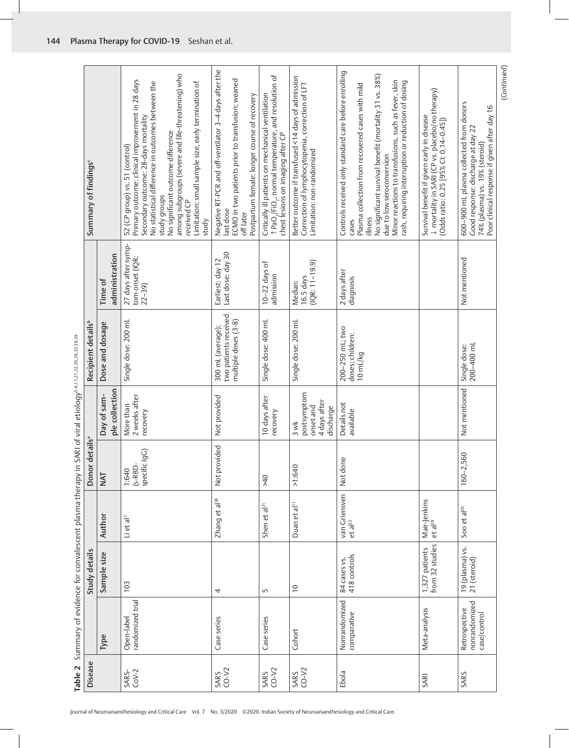**Table 2** Summary of evidence for convalescent plasma therapy in SARI of viral etiology[3-6,11,21,22,26,28,32,38,39]

| Disease | Study details | | | Donor details[a] | | Recipient details[b] | | Summary of findings[c] |
|---|---|---|---|---|---|---|---|---|
| | Type | Sample size | Author | NAT | Day of sample collection | Dose and dosage | Time of administration | |
| SARS-CoV-2 | Open-label randomized trial | 103 | Li et al[3] | 1:640 (s-RBD-specific IgG) | More than 2 weeks after recovery | Single dose: 200 mL | 27 days after symptom onset (IQR: 22–39) | 52 (CP group) vs. 51 (control)<br>Primary outcome: clinical improvement in 28 days<br>Secondary outcome: 28-days mortality<br>No statistical difference in outcomes between the study groups<br>No significant outcome difference among subgroups (severe and life-threatening) who received CP<br>Limitation: small sample size, early termination of study |
| SARS CO-V2 | Case series | 4 | Zhang et al[38] | Not provided | Not provided | 300 mL (average); two patients received multiple doses (3-8) | Earliest: day 12<br>Last dose: day 30 | Negative RT-PCR and off-ventilator 3–4 days after the last dose<br>ECMO in two patients prior to transfusion; weaned off later<br>Postpartum female: longer course of recovery |
| SARS CO-V2 | Case series | 5 | Shen et al[21] | >40 | 10 days after recovery | Single dose: 400 mL | 10–22 days of admission | Critically ill patients on mechanical ventilation<br>↑ $PaO_2/FiO_2$, normal temperature, and resolution of chest lesions on imaging after CP |
| SARS CO-V2 | Cohort | 10 | Duan et al[11] | >1:640 | 3 wk postsymptom onset and 4 days after discharge | Single dose: 200 mL | Median: 16.5 days (IQR: 11–19.9) | Better outcome if transfused <14 days of admission<br>Correction of lymphocytopenia, correction of LFT<br>Limitation: non-randomized |
| Ebola | Nonrandomized comparative | 84 cases vs. 418 controls | van Griensven et al[22] | Not done | Details not available | 200–250 mL; two doses; children: 10 mL/kg | 2 days after diagnosis | Controls received only standard care before enrolling cases<br>Plasma collection from recovered cases with mild illness<br>No significant survival benefit (mortality 31 vs. 38%) due to low seroconversion<br>Minor reactions to transfusions, such as fever, skin rash, requiring interruption or reduction of dosing |
| SARI | Meta-analysis | 1,327 patients from 32 studies | Mair-Jenkins et al[28] | | | | | Survival benefit if given early in disease<br>↓ mortality in SARI (CP vs. placebo/no therapy) (Odds ratio: 0.25 [95% CI: 0.14–0.45]) |
| SARS | Retrospective nonrandomized case/control | 19 (plasma) vs. 21 (steroid) | Soo et al[26] | 160–2,560 | Not mentioned | Single dose: 200–400 mL | Not mentioned | 600–900 mL plasma collected from donors<br>Good response: discharge at day 22<br>74% (plasma) vs. 19% (steroid)<br>Poor clinical response if given after day 16 |

(*Continued*)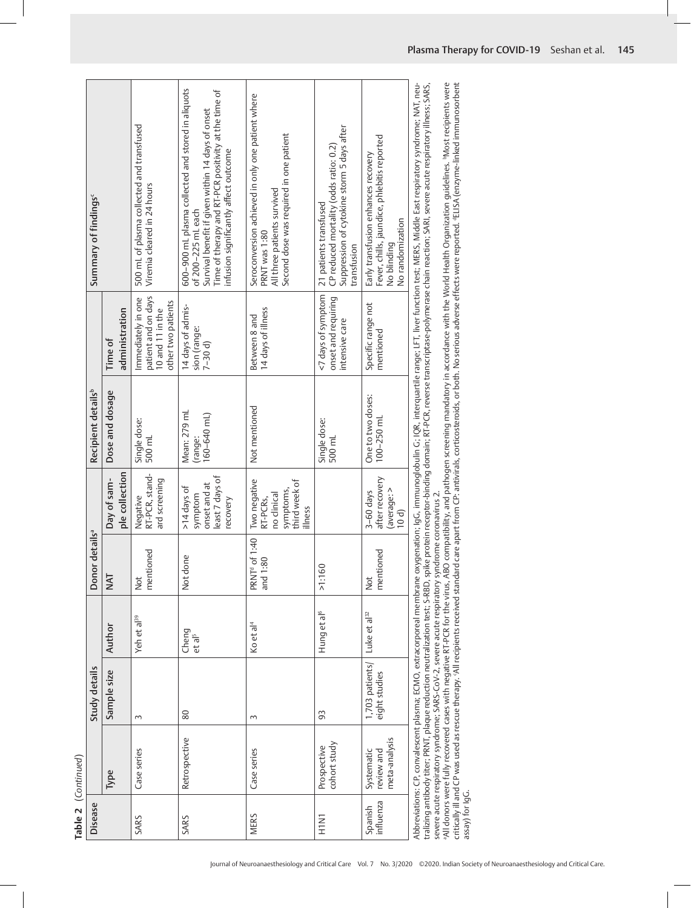**Table 2** (*Continued*)

| Disease | Study details | | | Donor details[a] | | Recipient details[b] | | Summary of findings[c] |
|---|---|---|---|---|---|---|---|---|
| | Type | Sample size | Author | NAT | Day of sample collection | Dose and dosage | Time of administration | |
| SARS | Case series | 3 | Yeh et al[39] | Not mentioned | Negative RT-PCR, standard screening | Single dose: 500 mL | Immediately in one patient and on days 10 and 11 in the other two patients | 500 mL of plasma collected and transfused<br>Viremia cleared in 24 hours |
| SARS | Retrospective | 80 | Cheng et al[5] | Not done | >14 days of symptom onset and at least 7 days of recovery | Mean: 279 mL (range: 160–640 mL) | 14 days of admission (range: 7–30 d) | 600–900 mL plasma collected and stored in aliquots of 200–225 mL each<br>Survival benefit if given within 14 days of onset<br>Time of therapy and RT-PCR positivity at the time of infusion significantly affect outcome |
| MERS | Case series | 3 | Ko et al[4] | PRNT[d] of 1:40 and 1:80 | Two negative RT-PCRs, no clinical symptoms, third week of illness | Not mentioned | Between 8 and 14 days of illness | Seroconversion achieved in only one patient where PRNT was 1:80<br>All three patients survived<br>Second dose was required in one patient |
| H1N1 | Prospective cohort study | 93 | Hung et al[6] | >1:160 | | Single dose: 500 mL | <7 days of symptom onset and requiring intensive care | 21 patients transfused<br>CP reduced mortality (odds ratio: 0.2)<br>Suppression of cytokine storm 5 days after transfusion |
| Spanish influenza | Systematic review and meta-analysis | 1,703 patients/ eight studies | Luke et al[32] | Not mentioned | 3–60 days after recovery (average: > 10 d) | One to two doses: 100–250 mL | Specific range not mentioned | Early transfusion enhances recovery<br>Fever, chills, jaundice, phlebitis reported<br>No blinding<br>No randomization |

Abbreviations: CP, convalescent plasma; ECMO, extracorporeal membrane oxygenation; IgG, immunoglobulin G; IQR, interquartile range; LFT, liver function test; MERS, Middle East respiratory syndrome; NAT, neutralizing antibody titer; PRNT, plaque reduction neutralization test; S-RBD, spike protein receptor-binding domain; RT-PCR, reverse transcriptase-polymerase chain reaction; SARI, severe acute respiratory illness; SARS, severe acute respiratory syndrome; SARS-CoV-2, severe acute respiratory syndrome coronavirus 2.

[a]All donors were fully recovered cases with negative RT-PCR for the virus, ABO compatibility, and pathogen screening mandatory in accordance with the World Health Organization guidelines. [b]Most recipients were critically ill and CP was used as rescue therapy. [c]All recipients received standard care apart from CP: antivirals, corticosteroids, or both. No serious adverse effects were reported. [d]ELISA (enzyme-linked immunosorbent assay) for IgG.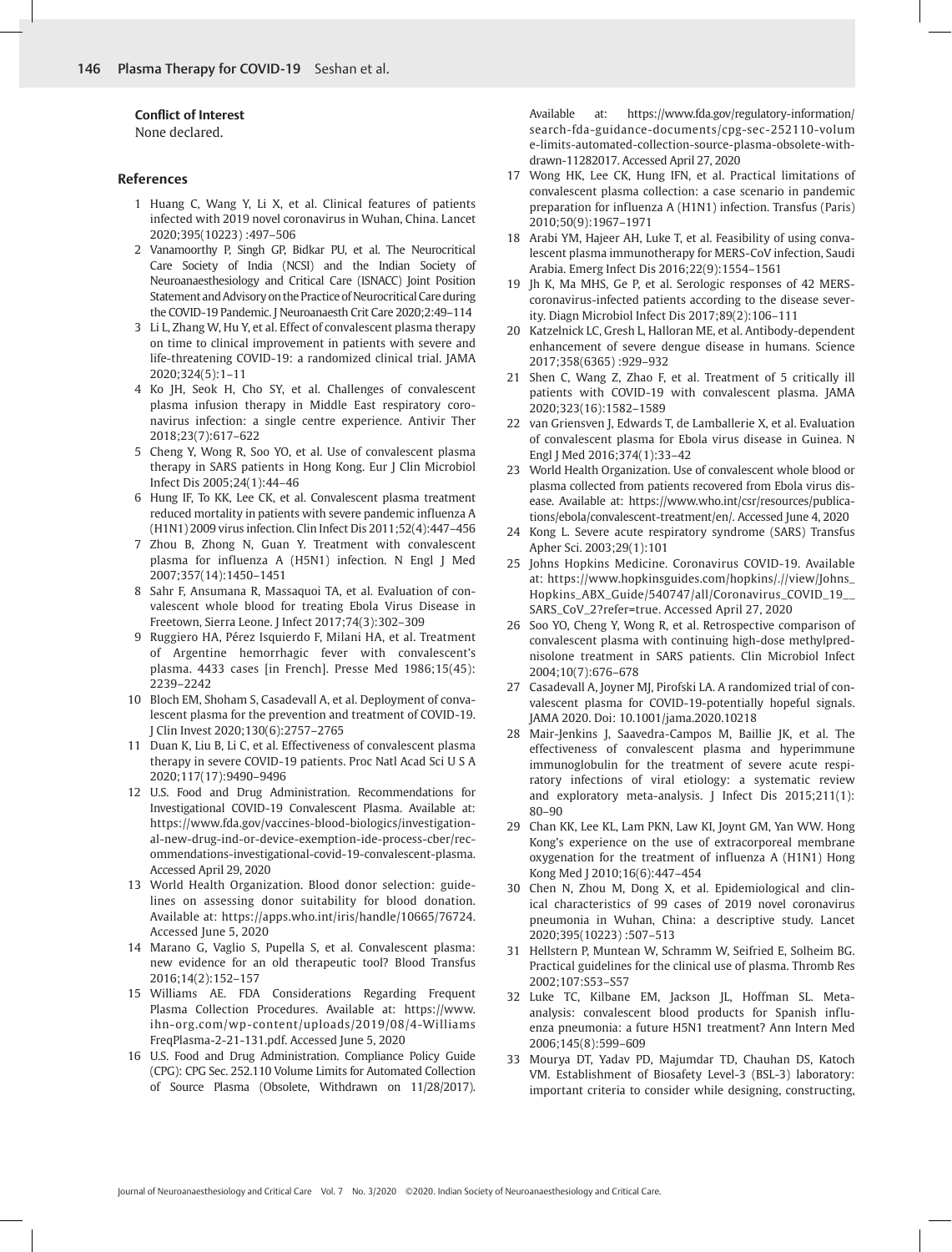**Conflict of Interest**

None declared.

## References

1. Huang C, Wang Y, Li X, et al. Clinical features of patients infected with 2019 novel coronavirus in Wuhan, China. Lancet 2020;395(10223) :497–506
2. Vanamoorthy P, Singh GP, Bidkar PU, et al. The Neurocritical Care Society of India (NCSI) and the Indian Society of Neuroanaesthesiology and Critical Care (ISNACC) Joint Position Statement and Advisory on the Practice of Neurocritical Care during the COVID-19 Pandemic. J Neuroanaesth Crit Care 2020;2:49–114
3. Li L, Zhang W, Hu Y, et al. Effect of convalescent plasma therapy on time to clinical improvement in patients with severe and life-threatening COVID-19: a randomized clinical trial. JAMA 2020;324(5):1–11
4. Ko JH, Seok H, Cho SY, et al. Challenges of convalescent plasma infusion therapy in Middle East respiratory coronavirus infection: a single centre experience. Antivir Ther 2018;23(7):617–622
5. Cheng Y, Wong R, Soo YO, et al. Use of convalescent plasma therapy in SARS patients in Hong Kong. Eur J Clin Microbiol Infect Dis 2005;24(1):44–46
6. Hung IF, To KK, Lee CK, et al. Convalescent plasma treatment reduced mortality in patients with severe pandemic influenza A (H1N1) 2009 virus infection. Clin Infect Dis 2011;52(4):447–456
7. Zhou B, Zhong N, Guan Y. Treatment with convalescent plasma for influenza A (H5N1) infection. N Engl J Med 2007;357(14):1450–1451
8. Sahr F, Ansumana R, Massaquoi TA, et al. Evaluation of convalescent whole blood for treating Ebola Virus Disease in Freetown, Sierra Leone. J Infect 2017;74(3):302–309
9. Ruggiero HA, Pérez Isquierdo F, Milani HA, et al. Treatment of Argentine hemorrhagic fever with convalescent's plasma. 4433 cases [in French]. Presse Med 1986;15(45): 2239–2242
10. Bloch EM, Shoham S, Casadevall A, et al. Deployment of convalescent plasma for the prevention and treatment of COVID-19. J Clin Invest 2020;130(6):2757–2765
11. Duan K, Liu B, Li C, et al. Effectiveness of convalescent plasma therapy in severe COVID-19 patients. Proc Natl Acad Sci U S A 2020;117(17):9490–9496
12. U.S. Food and Drug Administration. Recommendations for Investigational COVID-19 Convalescent Plasma. Available at: https://www.fda.gov/vaccines-blood-biologics/investigational-new-drug-ind-or-device-exemption-ide-process-cber/recommendations-investigational-covid-19-convalescent-plasma. Accessed April 29, 2020
13. World Health Organization. Blood donor selection: guidelines on assessing donor suitability for blood donation. Available at: https://apps.who.int/iris/handle/10665/76724. Accessed June 5, 2020
14. Marano G, Vaglio S, Pupella S, et al. Convalescent plasma: new evidence for an old therapeutic tool? Blood Transfus 2016;14(2):152–157
15. Williams AE. FDA Considerations Regarding Frequent Plasma Collection Procedures. Available at: https://www.ihn-org.com/wp-content/uploads/2019/08/4-Williams FreqPlasma-2-21-131.pdf. Accessed June 5, 2020
16. U.S. Food and Drug Administration. Compliance Policy Guide (CPG): CPG Sec. 252.110 Volume Limits for Automated Collection of Source Plasma (Obsolete, Withdrawn on 11/28/2017). Available at: https://www.fda.gov/regulatory-information/search-fda-guidance-documents/cpg-sec-252110-volume-limits-automated-collection-source-plasma-obsolete-withdrawn-11282017. Accessed April 27, 2020
17. Wong HK, Lee CK, Hung IFN, et al. Practical limitations of convalescent plasma collection: a case scenario in pandemic preparation for influenza A (H1N1) infection. Transfus (Paris) 2010;50(9):1967–1971
18. Arabi YM, Hajeer AH, Luke T, et al. Feasibility of using convalescent plasma immunotherapy for MERS-CoV infection, Saudi Arabia. Emerg Infect Dis 2016;22(9):1554–1561
19. Jh K, Ma MHS, Ge P, et al. Serologic responses of 42 MERS-coronavirus-infected patients according to the disease severity. Diagn Microbiol Infect Dis 2017;89(2):106–111
20. Katzelnick LC, Gresh L, Halloran ME, et al. Antibody-dependent enhancement of severe dengue disease in humans. Science 2017;358(6365) :929–932
21. Shen C, Wang Z, Zhao F, et al. Treatment of 5 critically ill patients with COVID-19 with convalescent plasma. JAMA 2020;323(16):1582–1589
22. van Griensven J, Edwards T, de Lamballerie X, et al. Evaluation of convalescent plasma for Ebola virus disease in Guinea. N Engl J Med 2016;374(1):33–42
23. World Health Organization. Use of convalescent whole blood or plasma collected from patients recovered from Ebola virus disease. Available at: https://www.who.int/csr/resources/publications/ebola/convalescent-treatment/en/. Accessed June 4, 2020
24. Kong L. Severe acute respiratory syndrome (SARS) Transfus Apher Sci. 2003;29(1):101
25. Johns Hopkins Medicine. Coronavirus COVID-19. Available at: https://www.hopkinsguides.com/hopkins/.//view/Johns_Hopkins_ABX_Guide/540747/all/Coronavirus_COVID_19__SARS_CoV_2?refer=true. Accessed April 27, 2020
26. Soo YO, Cheng Y, Wong R, et al. Retrospective comparison of convalescent plasma with continuing high-dose methylprednisolone treatment in SARS patients. Clin Microbiol Infect 2004;10(7):676–678
27. Casadevall A, Joyner MJ, Pirofski LA. A randomized trial of convalescent plasma for COVID-19-potentially hopeful signals. JAMA 2020. Doi: 10.1001/jama.2020.10218
28. Mair-Jenkins J, Saavedra-Campos M, Baillie JK, et al. The effectiveness of convalescent plasma and hyperimmune immunoglobulin for the treatment of severe acute respiratory infections of viral etiology: a systematic review and exploratory meta-analysis. J Infect Dis 2015;211(1): 80–90
29. Chan KK, Lee KL, Lam PKN, Law KI, Joynt GM, Yan WW. Hong Kong's experience on the use of extracorporeal membrane oxygenation for the treatment of influenza A (H1N1) Hong Kong Med J 2010;16(6):447–454
30. Chen N, Zhou M, Dong X, et al. Epidemiological and clinical characteristics of 99 cases of 2019 novel coronavirus pneumonia in Wuhan, China: a descriptive study. Lancet 2020;395(10223) :507–513
31. Hellstern P, Muntean W, Schramm W, Seifried E, Solheim BG. Practical guidelines for the clinical use of plasma. Thromb Res 2002;107:S53–S57
32. Luke TC, Kilbane EM, Jackson JL, Hoffman SL. Meta-analysis: convalescent blood products for Spanish influenza pneumonia: a future H5N1 treatment? Ann Intern Med 2006;145(8):599–609
33. Mourya DT, Yadav PD, Majumdar TD, Chauhan DS, Katoch VM. Establishment of Biosafety Level-3 (BSL-3) laboratory: important criteria to consider while designing, constructing,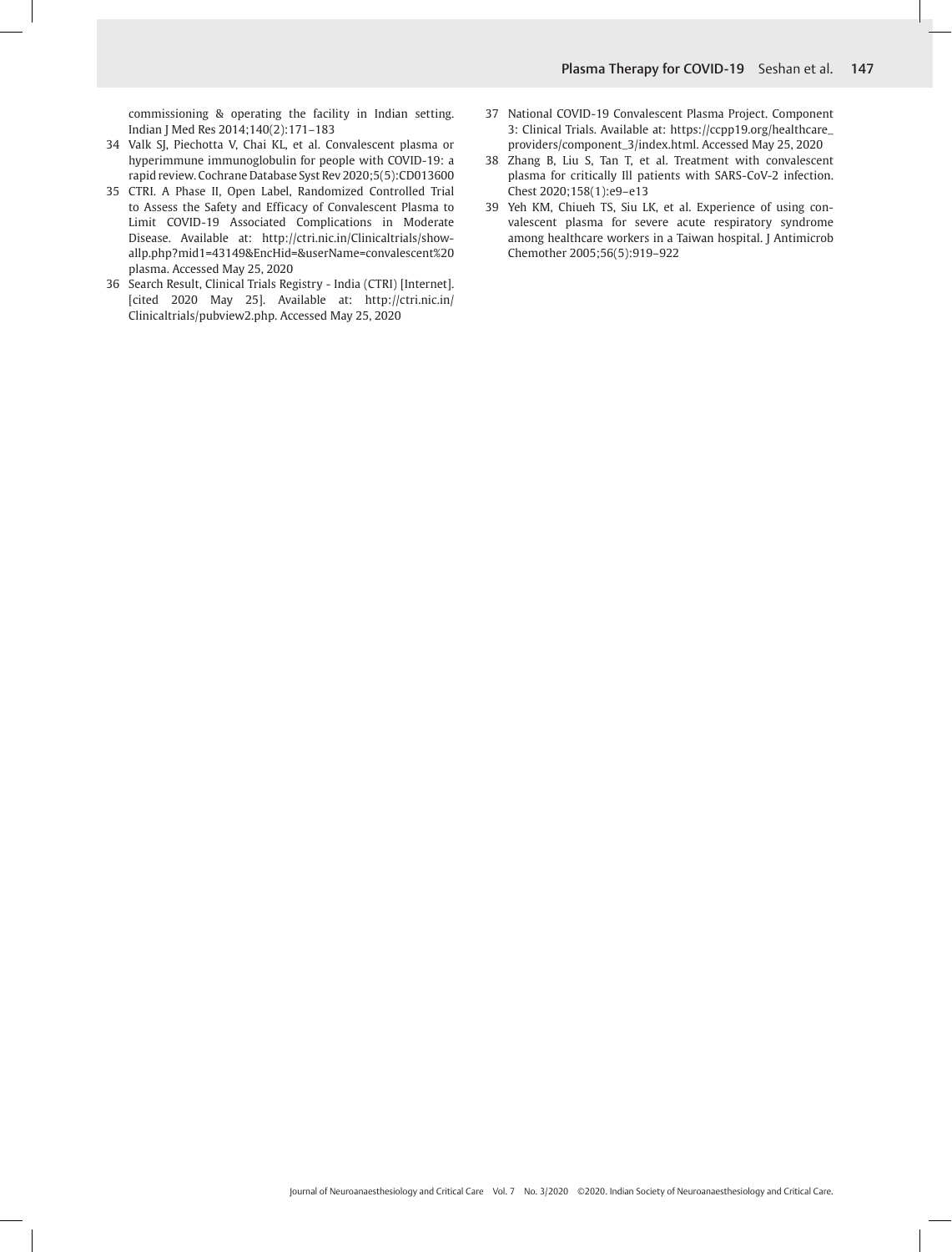commissioning & operating the facility in Indian setting. Indian J Med Res 2014;140(2):171–183

34 Valk SJ, Piechotta V, Chai KL, et al. Convalescent plasma or hyperimmune immunoglobulin for people with COVID-19: a rapid review. Cochrane Database Syst Rev 2020;5(5):CD013600

35 CTRI. A Phase II, Open Label, Randomized Controlled Trial to Assess the Safety and Efficacy of Convalescent Plasma to Limit COVID-19 Associated Complications in Moderate Disease. Available at: http://ctri.nic.in/Clinicaltrials/showallp.php?mid1=43149&EncHid=&userName=convalescent%20 plasma. Accessed May 25, 2020

36 Search Result, Clinical Trials Registry - India (CTRI) [Internet]. [cited 2020 May 25]. Available at: http://ctri.nic.in/Clinicaltrials/pubview2.php. Accessed May 25, 2020

37 National COVID-19 Convalescent Plasma Project. Component 3: Clinical Trials. Available at: https://ccpp19.org/healthcare_providers/component_3/index.html. Accessed May 25, 2020

38 Zhang B, Liu S, Tan T, et al. Treatment with convalescent plasma for critically Ill patients with SARS-CoV-2 infection. Chest 2020;158(1):e9–e13

39 Yeh KM, Chiueh TS, Siu LK, et al. Experience of using convalescent plasma for severe acute respiratory syndrome among healthcare workers in a Taiwan hospital. J Antimicrob Chemother 2005;56(5):919–922